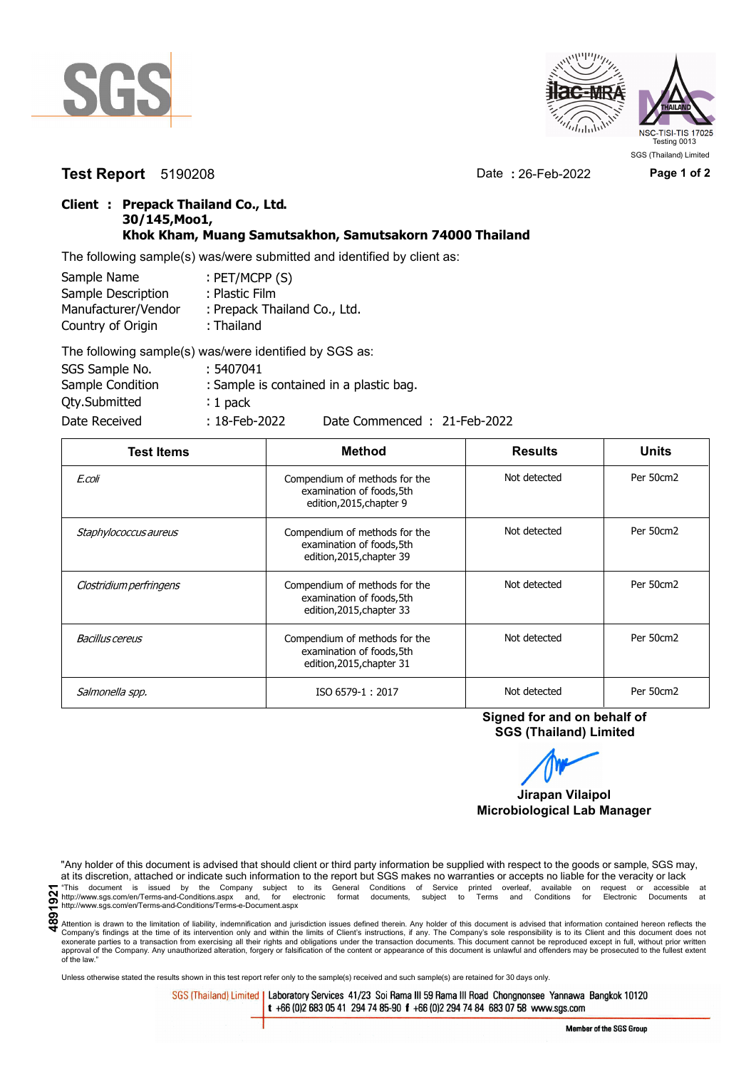SGS

ilac-MRA

NSC-TISI-TIS 17025
Testing 0013
SGS (Thailand) Limited

**Test Report** 5190208 Date : 26-Feb-2022

**Client : Prepack Thailand Co., Ltd.**
**30/145,Moo1,**
**Khok Kham, Muang Samutsakhon, Samutsakorn 74000 Thailand**

The following sample(s) was/were submitted and identified by client as:

Sample Name : PET/MCPP (S)
Sample Description : Plastic Film
Manufacturer/Vendor : Prepack Thailand Co., Ltd.
Country of Origin : Thailand

The following sample(s) was/were identified by SGS as:

SGS Sample No. : 5407041
Sample Condition : Sample is contained in a plastic bag.
Qty.Submitted : 1 pack
Date Received : 18-Feb-2022 Date Commenced : 21-Feb-2022

| Test Items | Method | Results | Units |
|---|---|---|---|
| *E.coli* | Compendium of methods for the examination of foods,5th edition,2015,chapter 9 | Not detected | Per 50cm2 |
| *Staphylococcus aureus* | Compendium of methods for the examination of foods,5th edition,2015,chapter 39 | Not detected | Per 50cm2 |
| *Clostridium perfringens* | Compendium of methods for the examination of foods,5th edition,2015,chapter 33 | Not detected | Per 50cm2 |
| *Bacillus cereus* | Compendium of methods for the examination of foods,5th edition,2015,chapter 31 | Not detected | Per 50cm2 |
| *Salmonella spp.* | ISO 6579-1 : 2017 | Not detected | Per 50cm2 |

**Signed for and on behalf of**
**SGS (Thailand) Limited**

**Jirapan Vilaipol**
**Microbiological Lab Manager**

"Any holder of this document is advised that should client or third party information be supplied with respect to the goods or sample, SGS may, at its discretion, attached or indicate such information to the report but SGS makes no warranties or accepts no liable for the veracity or lack
"This document is issued by the Company subject to its General Conditions of Service printed overleaf, available on request or accessible at http://www.sgs.com/en/Terms-and-Conditions.aspx and, for electronic format documents, subject to Terms and Conditions for Electronic Documents at http://www.sgs.com/en/Terms-and-Conditions/Terms-e-Document.aspx

Attention is drawn to the limitation of liability, indemnification and jurisdiction issues defined therein. Any holder of this document is advised that information contained hereon reflects the Company's findings at the time of its intervention only and within the limits of Client's instructions, if any. The Company's sole responsibility is to its Client and this document does not exonerate parties to a transaction from exercising all their rights and obligations under the transaction documents. This document cannot be reproduced except in full, without prior written approval of the Company. Any unauthorized alteration, forgery or falsification of the content or appearance of this document is unlawful and offenders may be prosecuted to the fullest extent of the law."

4891921

Unless otherwise stated the results shown in this test report refer only to the sample(s) received and such sample(s) are retained for 30 days only.

SGS (Thailand) Limited | Laboratory Services 41/23 Soi Rama III 59 Rama III Road Chongnonsee Yannawa Bangkok 10120
t +66 (0)2 683 05 41 294 74 85-90 f +66 (0)2 294 74 84 683 07 58 www.sgs.com

Member of the SGS Group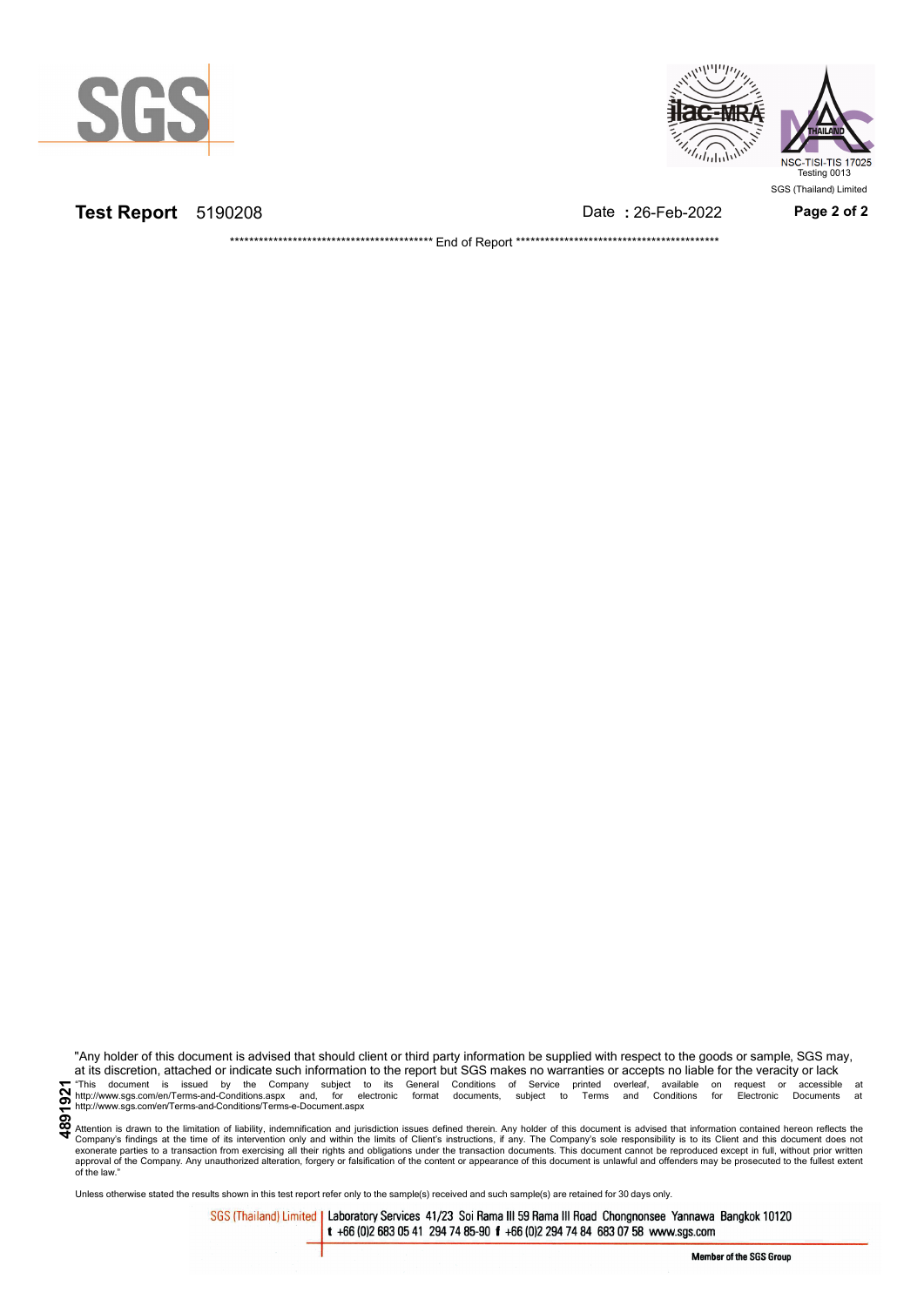**Test Report** 5190208 Date : 26-Feb-2022

******************************************** End of Report ********************************************

"Any holder of this document is advised that should client or third party information be supplied with respect to the goods or sample, SGS may, at its discretion, attached or indicate such information to the report but SGS makes no warranties or accepts no liable for the veracity or lack

"This document is issued by the Company subject to its General Conditions of Service printed overleaf, available on request or accessible at http://www.sgs.com/en/Terms-and-Conditions.aspx and, for electronic format documents, subject to Terms and Conditions for Electronic Documents at http://www.sgs.com/en/Terms-and-Conditions/Terms-e-Document.aspx

Attention is drawn to the limitation of liability, indemnification and jurisdiction issues defined therein. Any holder of this document is advised that information contained hereon reflects the Company's findings at the time of its intervention only and within the limits of Client's instructions, if any. The Company's sole responsibility is to its Client and this document does not exonerate parties to a transaction from exercising all their rights and obligations under the transaction documents. This document cannot be reproduced except in full, without prior written approval of the Company. Any unauthorized alteration, forgery or falsification of the content or appearance of this document is unlawful and offenders may be prosecuted to the fullest extent of the law."

Unless otherwise stated the results shown in this test report refer only to the sample(s) received and such sample(s) are retained for 30 days only.

SGS (Thailand) Limited | Laboratory Services 41/23 Soi Rama III 59 Rama III Road Chongnonsee Yannawa Bangkok 10120
t +66 (0)2 683 05 41 294 74 85-90 f +66 (0)2 294 74 84 683 07 58 www.sgs.com